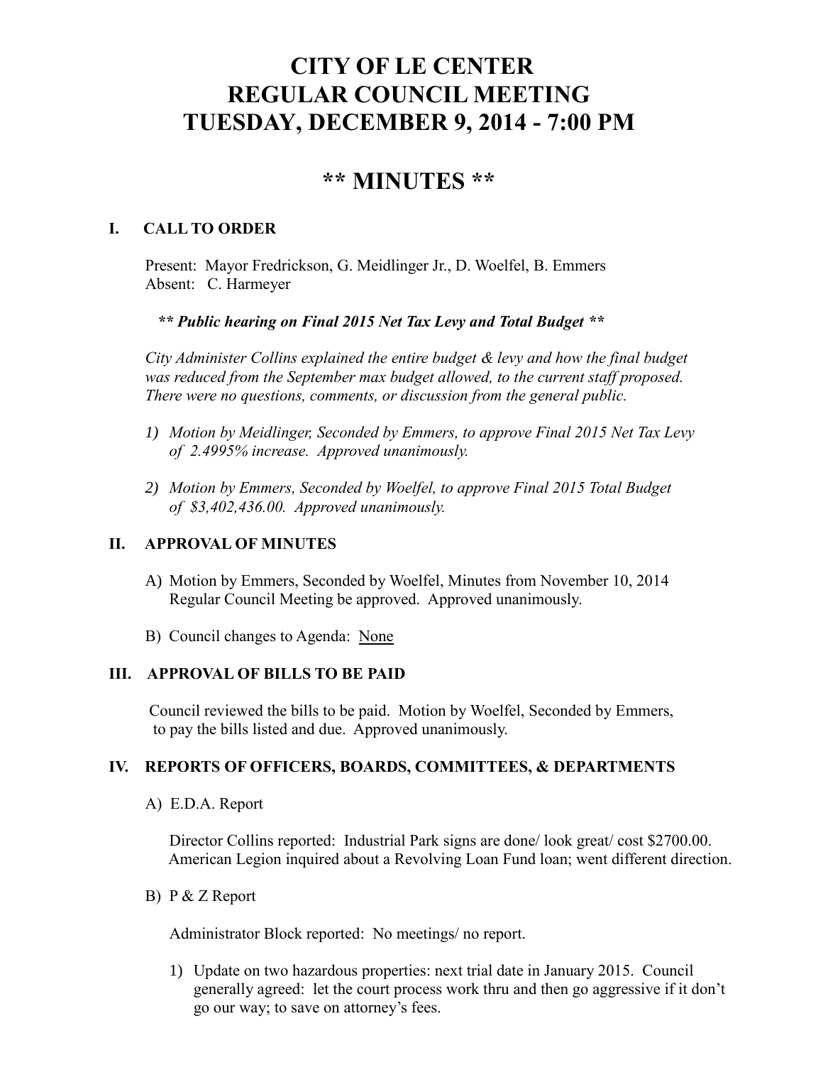# CITY OF LE CENTER
# REGULAR COUNCIL MEETING
# TUESDAY, DECEMBER 9, 2014 - 7:00 PM

## ** MINUTES **

### I. CALL TO ORDER

Present: Mayor Fredrickson, G. Meidlinger Jr., D. Woelfel, B. Emmers
Absent: C. Harmeyer

***\*\* Public hearing on Final 2015 Net Tax Levy and Total Budget \*\****

*City Administer Collins explained the entire budget & levy and how the final budget was reduced from the September max budget allowed, to the current staff proposed. There were no questions, comments, or discussion from the general public.*

1) *Motion by Meidlinger, Seconded by Emmers, to approve Final 2015 Net Tax Levy of 2.4995% increase. Approved unanimously.*
2) *Motion by Emmers, Seconded by Woelfel, to approve Final 2015 Total Budget of $3,402,436.00. Approved unanimously.*

### II. APPROVAL OF MINUTES

A) Motion by Emmers, Seconded by Woelfel, Minutes from November 10, 2014 Regular Council Meeting be approved. Approved unanimously.

B) Council changes to Agenda: <u>None</u>

### III. APPROVAL OF BILLS TO BE PAID

Council reviewed the bills to be paid. Motion by Woelfel, Seconded by Emmers, to pay the bills listed and due. Approved unanimously.

### IV. REPORTS OF OFFICERS, BOARDS, COMMITTEES, & DEPARTMENTS

A) E.D.A. Report

Director Collins reported: Industrial Park signs are done/ look great/ cost $2700.00. American Legion inquired about a Revolving Loan Fund loan; went different direction.

B) P & Z Report

Administrator Block reported: No meetings/ no report.

1) Update on two hazardous properties: next trial date in January 2015. Council generally agreed: let the court process work thru and then go aggressive if it don't go our way; to save on attorney's fees.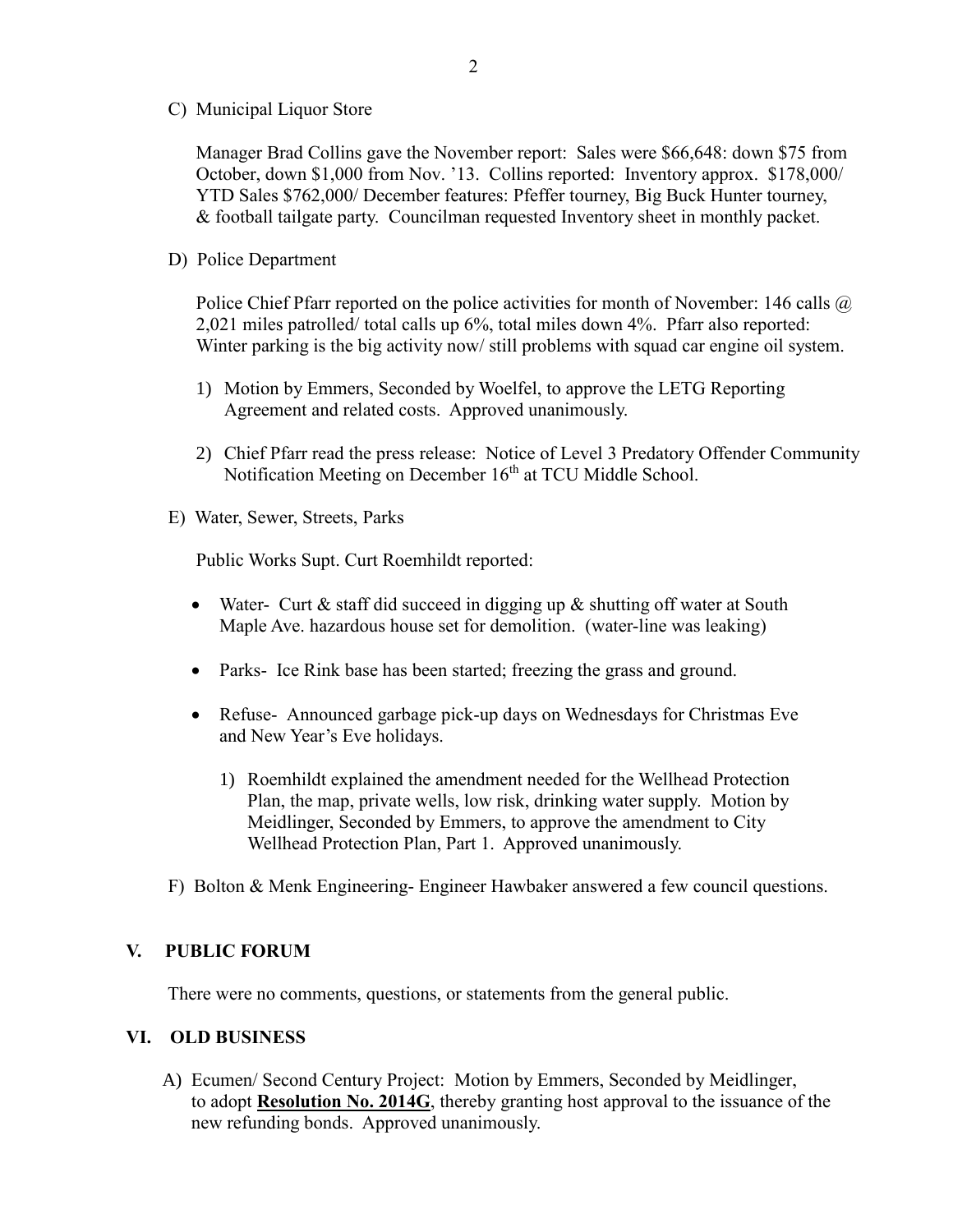C) Municipal Liquor Store

Manager Brad Collins gave the November report: Sales were $66,648: down $75 from October, down $1,000 from Nov. '13. Collins reported: Inventory approx. $178,000/ YTD Sales $762,000/ December features: Pfeffer tourney, Big Buck Hunter tourney, & football tailgate party. Councilman requested Inventory sheet in monthly packet.

D) Police Department

Police Chief Pfarr reported on the police activities for month of November: 146 calls @ 2,021 miles patrolled/ total calls up 6%, total miles down 4%. Pfarr also reported: Winter parking is the big activity now/ still problems with squad car engine oil system.

1) Motion by Emmers, Seconded by Woelfel, to approve the LETG Reporting Agreement and related costs. Approved unanimously.

2) Chief Pfarr read the press release: Notice of Level 3 Predatory Offender Community Notification Meeting on December 16th at TCU Middle School.

E) Water, Sewer, Streets, Parks

Public Works Supt. Curt Roemhildt reported:

- Water- Curt & staff did succeed in digging up & shutting off water at South Maple Ave. hazardous house set for demolition. (water-line was leaking)
- Parks- Ice Rink base has been started; freezing the grass and ground.
- Refuse- Announced garbage pick-up days on Wednesdays for Christmas Eve and New Year's Eve holidays.

  1) Roemhildt explained the amendment needed for the Wellhead Protection Plan, the map, private wells, low risk, drinking water supply. Motion by Meidlinger, Seconded by Emmers, to approve the amendment to City Wellhead Protection Plan, Part 1. Approved unanimously.

F) Bolton & Menk Engineering- Engineer Hawbaker answered a few council questions.

## V. PUBLIC FORUM

There were no comments, questions, or statements from the general public.

## VI. OLD BUSINESS

A) Ecumen/ Second Century Project: Motion by Emmers, Seconded by Meidlinger, to adopt **Resolution No. 2014G**, thereby granting host approval to the issuance of the new refunding bonds. Approved unanimously.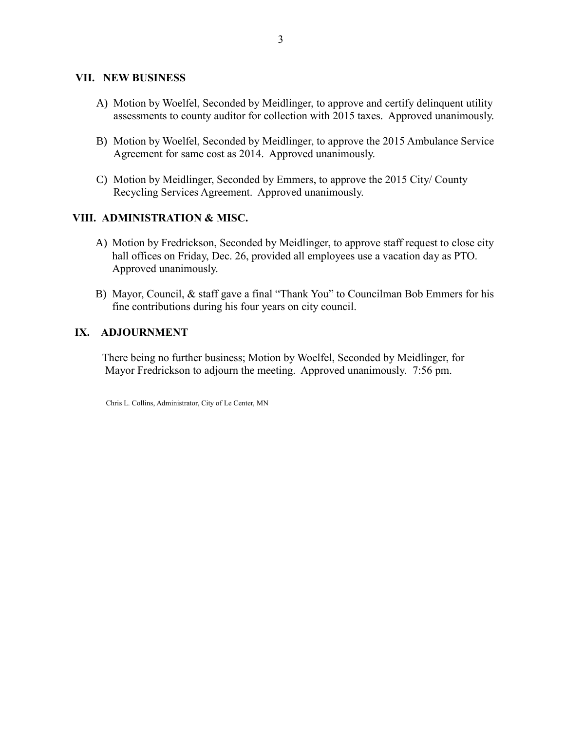## VII. NEW BUSINESS

A) Motion by Woelfel, Seconded by Meidlinger, to approve and certify delinquent utility assessments to county auditor for collection with 2015 taxes. Approved unanimously.

B) Motion by Woelfel, Seconded by Meidlinger, to approve the 2015 Ambulance Service Agreement for same cost as 2014. Approved unanimously.

C) Motion by Meidlinger, Seconded by Emmers, to approve the 2015 City/ County Recycling Services Agreement. Approved unanimously.

## VIII. ADMINISTRATION & MISC.

A) Motion by Fredrickson, Seconded by Meidlinger, to approve staff request to close city hall offices on Friday, Dec. 26, provided all employees use a vacation day as PTO. Approved unanimously.

B) Mayor, Council, & staff gave a final "Thank You" to Councilman Bob Emmers for his fine contributions during his four years on city council.

## IX. ADJOURNMENT

There being no further business; Motion by Woelfel, Seconded by Meidlinger, for Mayor Fredrickson to adjourn the meeting. Approved unanimously. 7:56 pm.

Chris L. Collins, Administrator, City of Le Center, MN